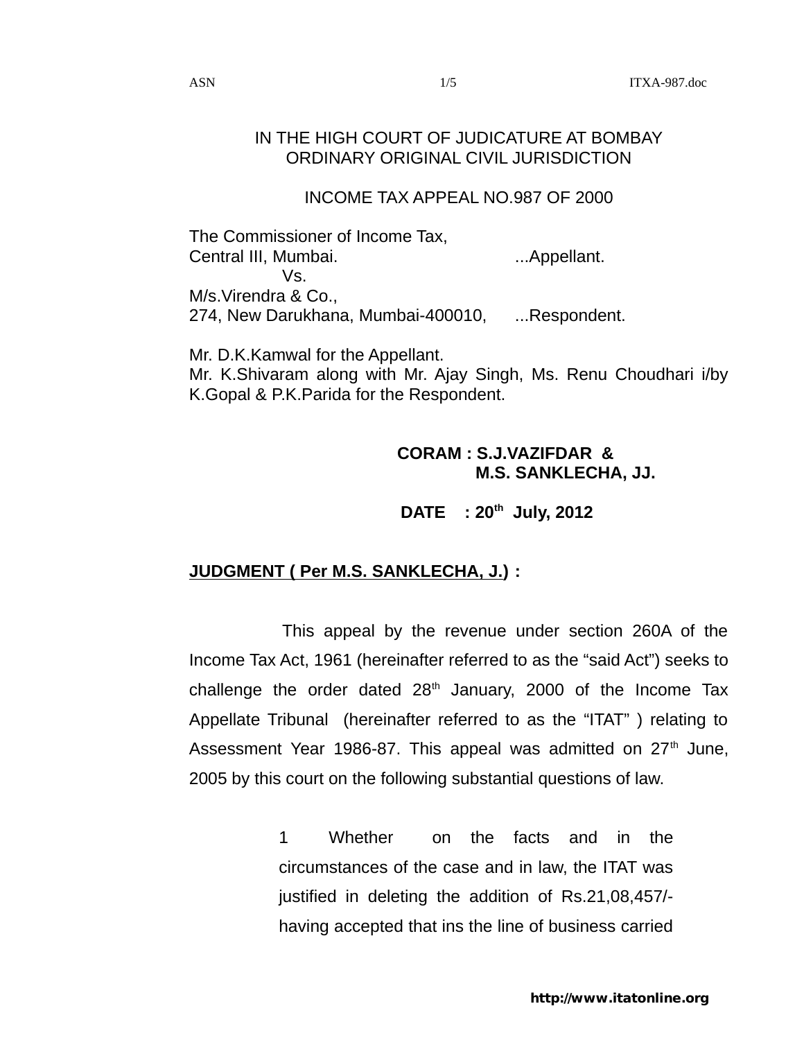IN THE HIGH COURT OF JUDICATURE AT BOMBAY
ORDINARY ORIGINAL CIVIL JURISDICTION

INCOME TAX APPEAL NO.987 OF 2000

The Commissioner of Income Tax,
Central III, Mumbai. ...Appellant.
Vs.
M/s.Virendra & Co.,
274, New Darukhana, Mumbai-400010, ...Respondent.

Mr. D.K.Kamwal for the Appellant.
Mr. K.Shivaram along with Mr. Ajay Singh, Ms. Renu Choudhari i/by K.Gopal & P.K.Parida for the Respondent.

**CORAM : S.J.VAZIFDAR &**
**M.S. SANKLECHA, JJ.**

**DATE : 20th July, 2012**

**<u>JUDGMENT ( Per M.S. SANKLECHA, J.)</u> :**

This appeal by the revenue under section 260A of the Income Tax Act, 1961 (hereinafter referred to as the "said Act") seeks to challenge the order dated 28th January, 2000 of the Income Tax Appellate Tribunal (hereinafter referred to as the "ITAT" ) relating to Assessment Year 1986-87. This appeal was admitted on 27th June, 2005 by this court on the following substantial questions of law.

> 1 Whether on the facts and in the circumstances of the case and in law, the ITAT was justified in deleting the addition of Rs.21,08,457/- having accepted that ins the line of business carried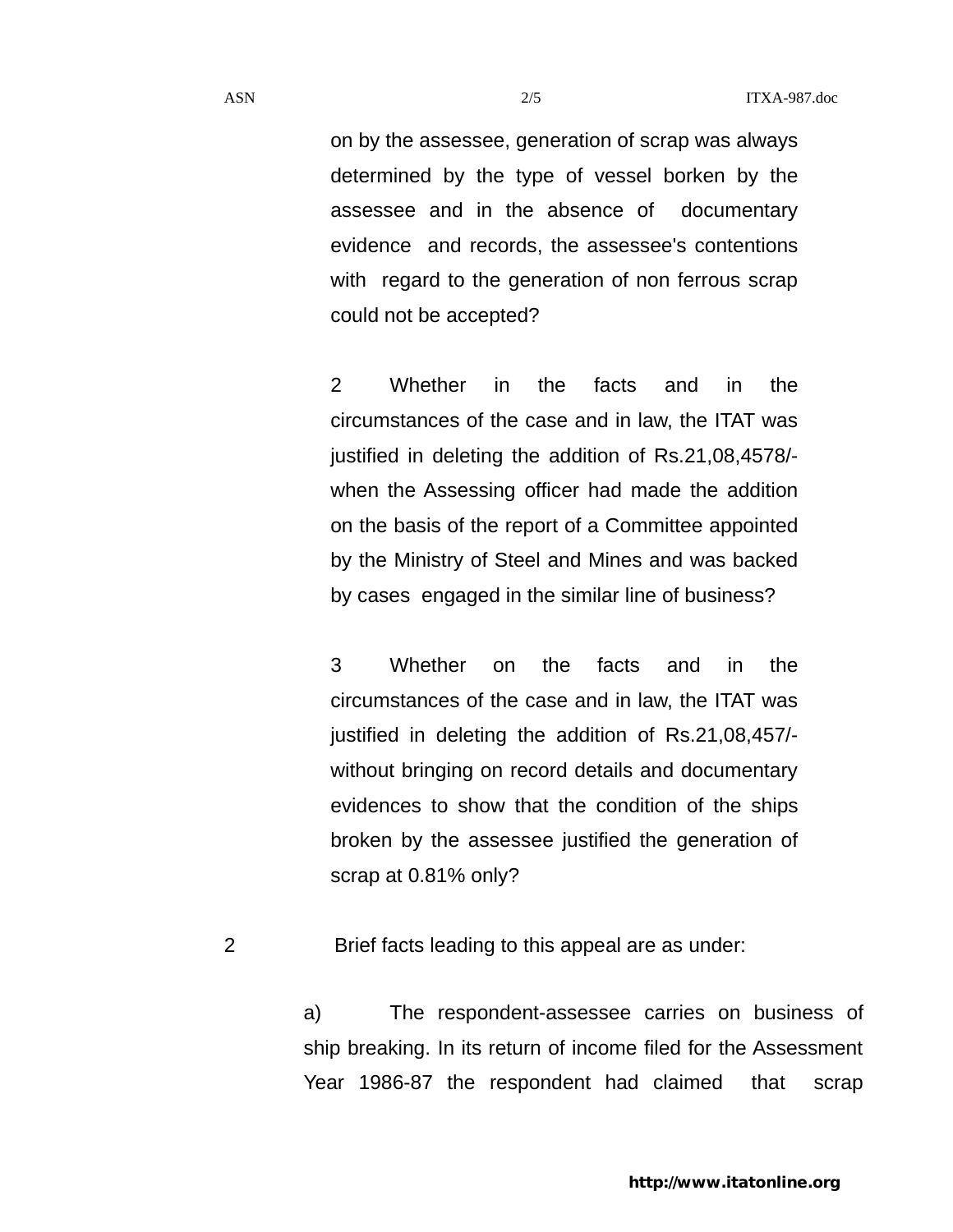on by the assessee, generation of scrap was always determined by the type of vessel borken by the assessee and in the absence of documentary evidence and records, the assessee's contentions with regard to the generation of non ferrous scrap could not be accepted?

2 Whether in the facts and in the circumstances of the case and in law, the ITAT was justified in deleting the addition of Rs.21,08,4578/- when the Assessing officer had made the addition on the basis of the report of a Committee appointed by the Ministry of Steel and Mines and was backed by cases engaged in the similar line of business?

3 Whether on the facts and in the circumstances of the case and in law, the ITAT was justified in deleting the addition of Rs.21,08,457/- without bringing on record details and documentary evidences to show that the condition of the ships broken by the assessee justified the generation of scrap at 0.81% only?

2 Brief facts leading to this appeal are as under:

a) The respondent-assessee carries on business of ship breaking. In its return of income filed for the Assessment Year 1986-87 the respondent had claimed that scrap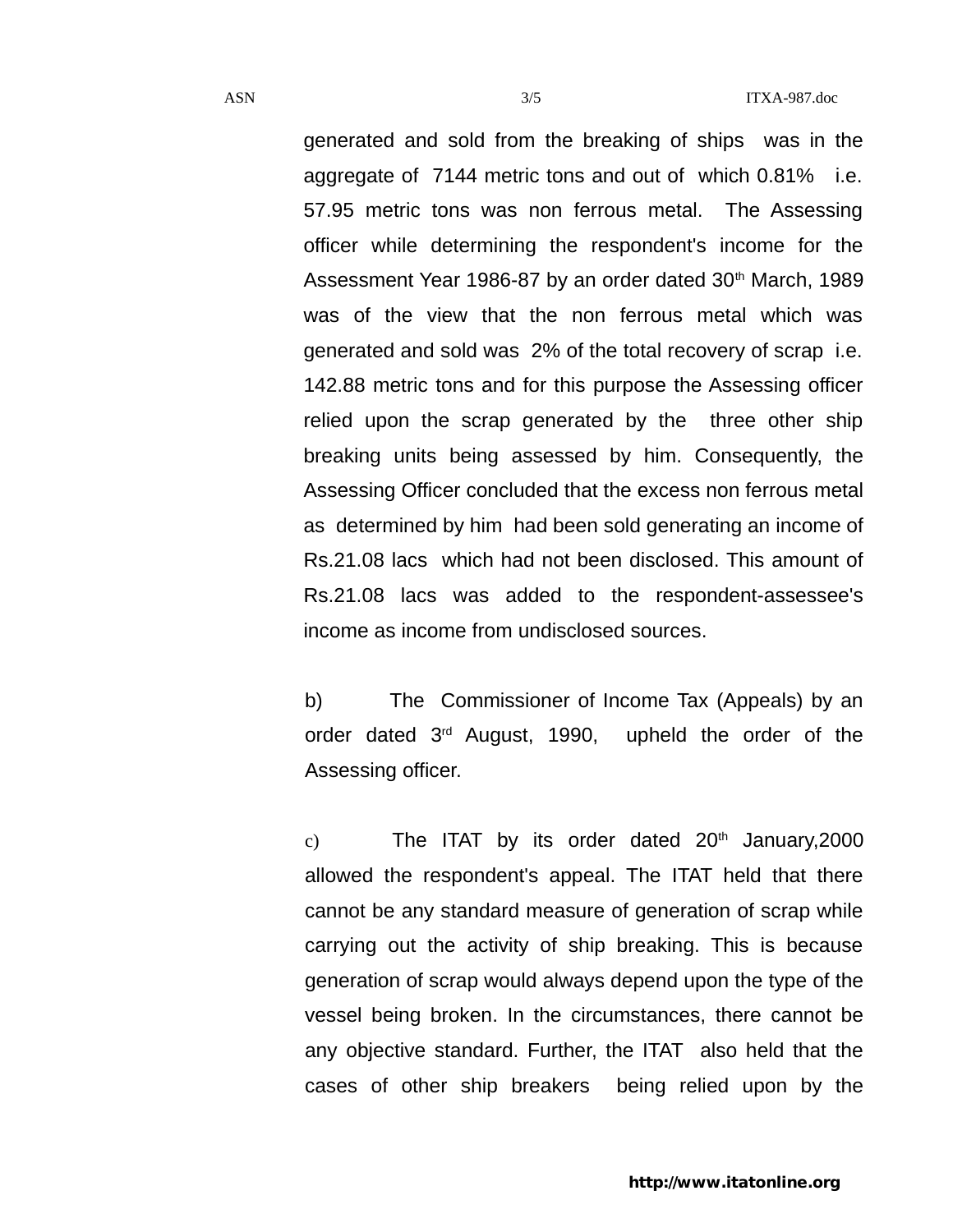generated and sold from the breaking of ships was in the aggregate of 7144 metric tons and out of which 0.81% i.e. 57.95 metric tons was non ferrous metal. The Assessing officer while determining the respondent's income for the Assessment Year 1986-87 by an order dated 30th March, 1989 was of the view that the non ferrous metal which was generated and sold was 2% of the total recovery of scrap i.e. 142.88 metric tons and for this purpose the Assessing officer relied upon the scrap generated by the three other ship breaking units being assessed by him. Consequently, the Assessing Officer concluded that the excess non ferrous metal as determined by him had been sold generating an income of Rs.21.08 lacs which had not been disclosed. This amount of Rs.21.08 lacs was added to the respondent-assessee's income as income from undisclosed sources.

b) The Commissioner of Income Tax (Appeals) by an order dated 3rd August, 1990, upheld the order of the Assessing officer.

c) The ITAT by its order dated 20th January,2000 allowed the respondent's appeal. The ITAT held that there cannot be any standard measure of generation of scrap while carrying out the activity of ship breaking. This is because generation of scrap would always depend upon the type of the vessel being broken. In the circumstances, there cannot be any objective standard. Further, the ITAT also held that the cases of other ship breakers being relied upon by the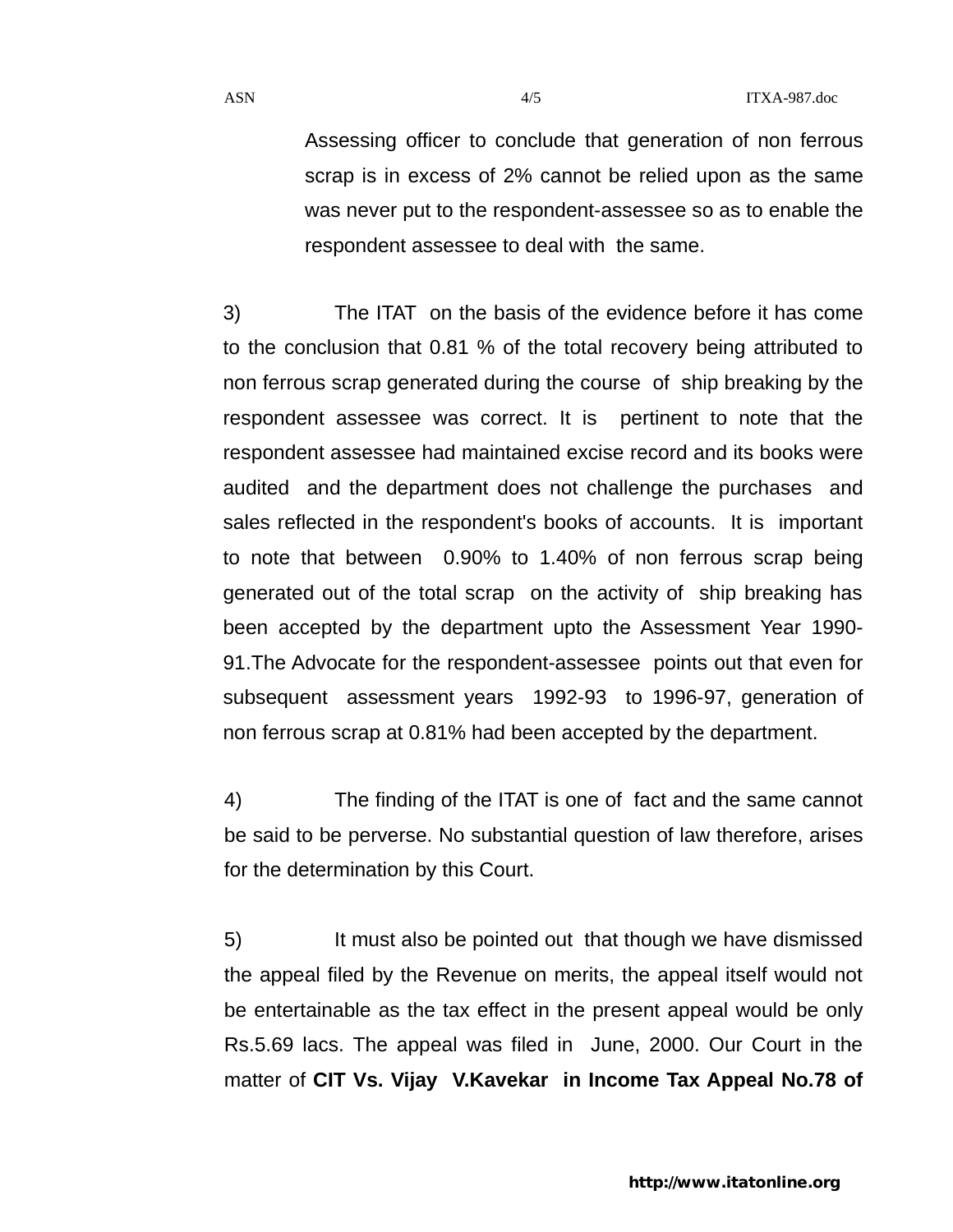Assessing officer to conclude that generation of non ferrous scrap is in excess of 2% cannot be relied upon as the same was never put to the respondent-assessee so as to enable the respondent assessee to deal with the same.

3) The ITAT on the basis of the evidence before it has come to the conclusion that 0.81 % of the total recovery being attributed to non ferrous scrap generated during the course of ship breaking by the respondent assessee was correct. It is pertinent to note that the respondent assessee had maintained excise record and its books were audited and the department does not challenge the purchases and sales reflected in the respondent's books of accounts. It is important to note that between 0.90% to 1.40% of non ferrous scrap being generated out of the total scrap on the activity of ship breaking has been accepted by the department upto the Assessment Year 1990-91.The Advocate for the respondent-assessee points out that even for subsequent assessment years 1992-93 to 1996-97, generation of non ferrous scrap at 0.81% had been accepted by the department.

4) The finding of the ITAT is one of fact and the same cannot be said to be perverse. No substantial question of law therefore, arises for the determination by this Court.

5) It must also be pointed out that though we have dismissed the appeal filed by the Revenue on merits, the appeal itself would not be entertainable as the tax effect in the present appeal would be only Rs.5.69 lacs. The appeal was filed in June, 2000. Our Court in the matter of **CIT Vs. Vijay V.Kavekar in Income Tax Appeal No.78 of**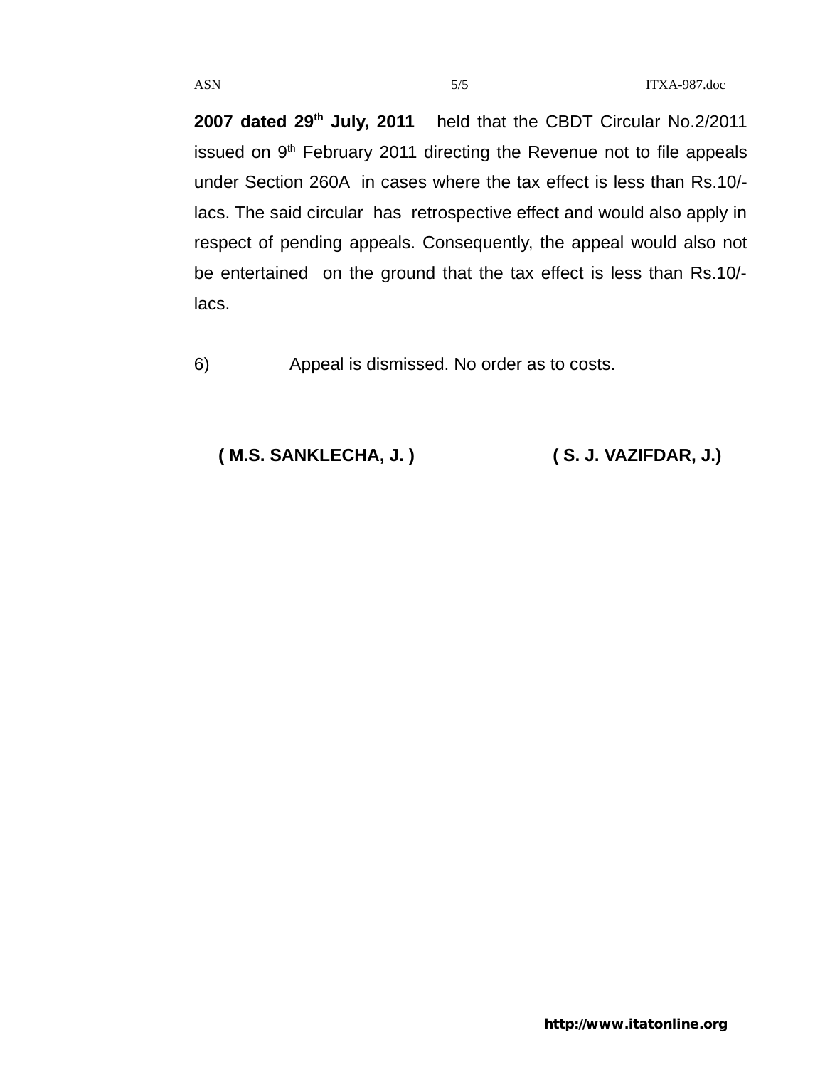**2007 dated 29th July, 2011** held that the CBDT Circular No.2/2011 issued on 9th February 2011 directing the Revenue not to file appeals under Section 260A in cases where the tax effect is less than Rs.10/- lacs. The said circular has retrospective effect and would also apply in respect of pending appeals. Consequently, the appeal would also not be entertained on the ground that the tax effect is less than Rs.10/- lacs.

6) Appeal is dismissed. No order as to costs.

**( M.S. SANKLECHA, J. )** **( S. J. VAZIFDAR, J.)**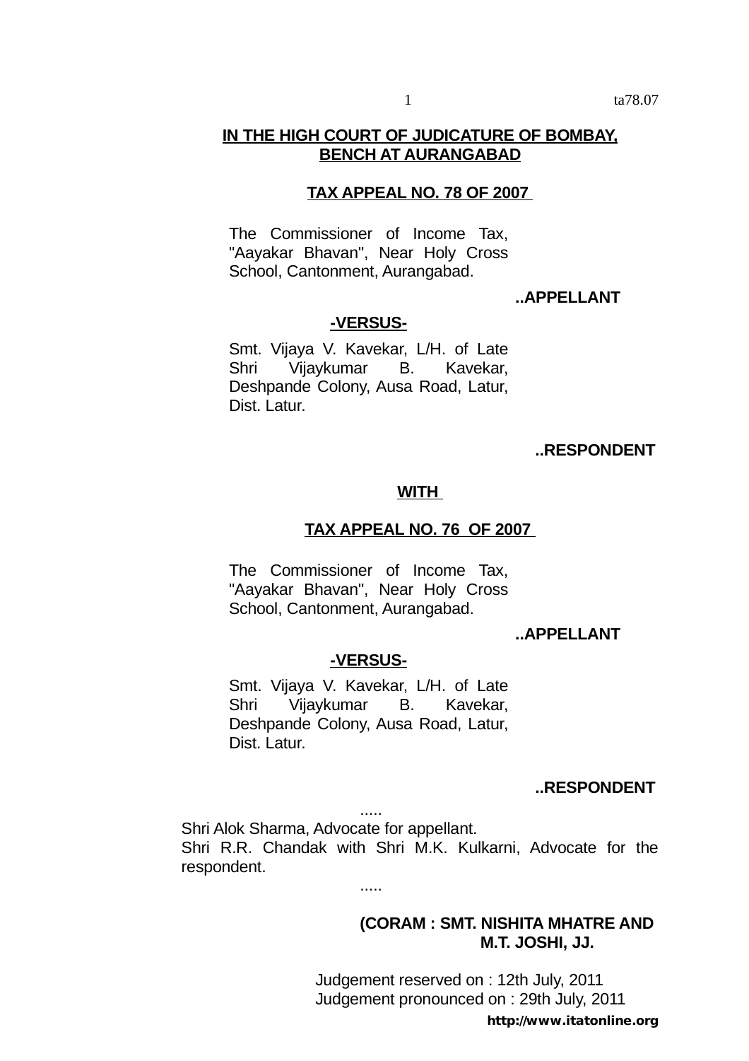**IN THE HIGH COURT OF JUDICATURE OF BOMBAY, BENCH AT AURANGABAD**

**TAX APPEAL NO. 78 OF 2007**

The Commissioner of Income Tax, "Aayakar Bhavan", Near Holy Cross School, Cantonment, Aurangabad.

**..APPELLANT**

**-VERSUS-**

Smt. Vijaya V. Kavekar, L/H. of Late Shri Vijaykumar B. Kavekar, Deshpande Colony, Ausa Road, Latur, Dist. Latur.

**..RESPONDENT**

**WITH**

**TAX APPEAL NO. 76 OF 2007**

The Commissioner of Income Tax, "Aayakar Bhavan", Near Holy Cross School, Cantonment, Aurangabad.

**..APPELLANT**

**-VERSUS-**

Smt. Vijaya V. Kavekar, L/H. of Late Shri Vijaykumar B. Kavekar, Deshpande Colony, Ausa Road, Latur, Dist. Latur.

**..RESPONDENT**

.....

Shri Alok Sharma, Advocate for appellant.

Shri R.R. Chandak with Shri M.K. Kulkarni, Advocate for the respondent.

.....

**(CORAM : SMT. NISHITA MHATRE AND M.T. JOSHI, JJ.**

Judgement reserved on : 12th July, 2011

Judgement pronounced on : 29th July, 2011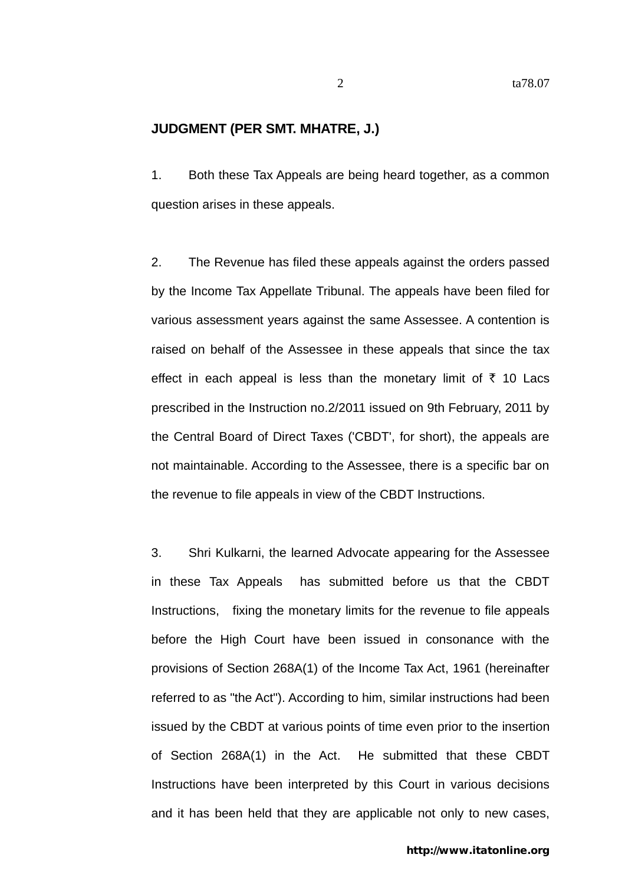**JUDGMENT (PER SMT. MHATRE, J.)**

1. Both these Tax Appeals are being heard together, as a common question arises in these appeals.

2. The Revenue has filed these appeals against the orders passed by the Income Tax Appellate Tribunal. The appeals have been filed for various assessment years against the same Assessee. A contention is raised on behalf of the Assessee in these appeals that since the tax effect in each appeal is less than the monetary limit of ₹ 10 Lacs prescribed in the Instruction no.2/2011 issued on 9th February, 2011 by the Central Board of Direct Taxes ('CBDT', for short), the appeals are not maintainable. According to the Assessee, there is a specific bar on the revenue to file appeals in view of the CBDT Instructions.

3. Shri Kulkarni, the learned Advocate appearing for the Assessee in these Tax Appeals has submitted before us that the CBDT Instructions, fixing the monetary limits for the revenue to file appeals before the High Court have been issued in consonance with the provisions of Section 268A(1) of the Income Tax Act, 1961 (hereinafter referred to as "the Act"). According to him, similar instructions had been issued by the CBDT at various points of time even prior to the insertion of Section 268A(1) in the Act. He submitted that these CBDT Instructions have been interpreted by this Court in various decisions and it has been held that they are applicable not only to new cases,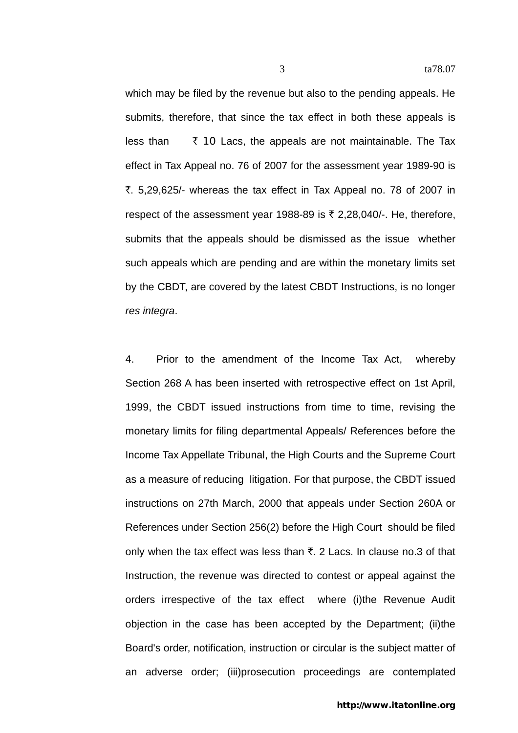which may be filed by the revenue but also to the pending appeals. He submits, therefore, that since the tax effect in both these appeals is less than ₹ 10 Lacs, the appeals are not maintainable. The Tax effect in Tax Appeal no. 76 of 2007 for the assessment year 1989-90 is ₹. 5,29,625/- whereas the tax effect in Tax Appeal no. 78 of 2007 in respect of the assessment year 1988-89 is ₹ 2,28,040/-. He, therefore, submits that the appeals should be dismissed as the issue whether such appeals which are pending and are within the monetary limits set by the CBDT, are covered by the latest CBDT Instructions, is no longer *res integra*.

4. Prior to the amendment of the Income Tax Act, whereby Section 268 A has been inserted with retrospective effect on 1st April, 1999, the CBDT issued instructions from time to time, revising the monetary limits for filing departmental Appeals/ References before the Income Tax Appellate Tribunal, the High Courts and the Supreme Court as a measure of reducing litigation. For that purpose, the CBDT issued instructions on 27th March, 2000 that appeals under Section 260A or References under Section 256(2) before the High Court should be filed only when the tax effect was less than ₹. 2 Lacs. In clause no.3 of that Instruction, the revenue was directed to contest or appeal against the orders irrespective of the tax effect where (i)the Revenue Audit objection in the case has been accepted by the Department; (ii)the Board's order, notification, instruction or circular is the subject matter of an adverse order; (iii)prosecution proceedings are contemplated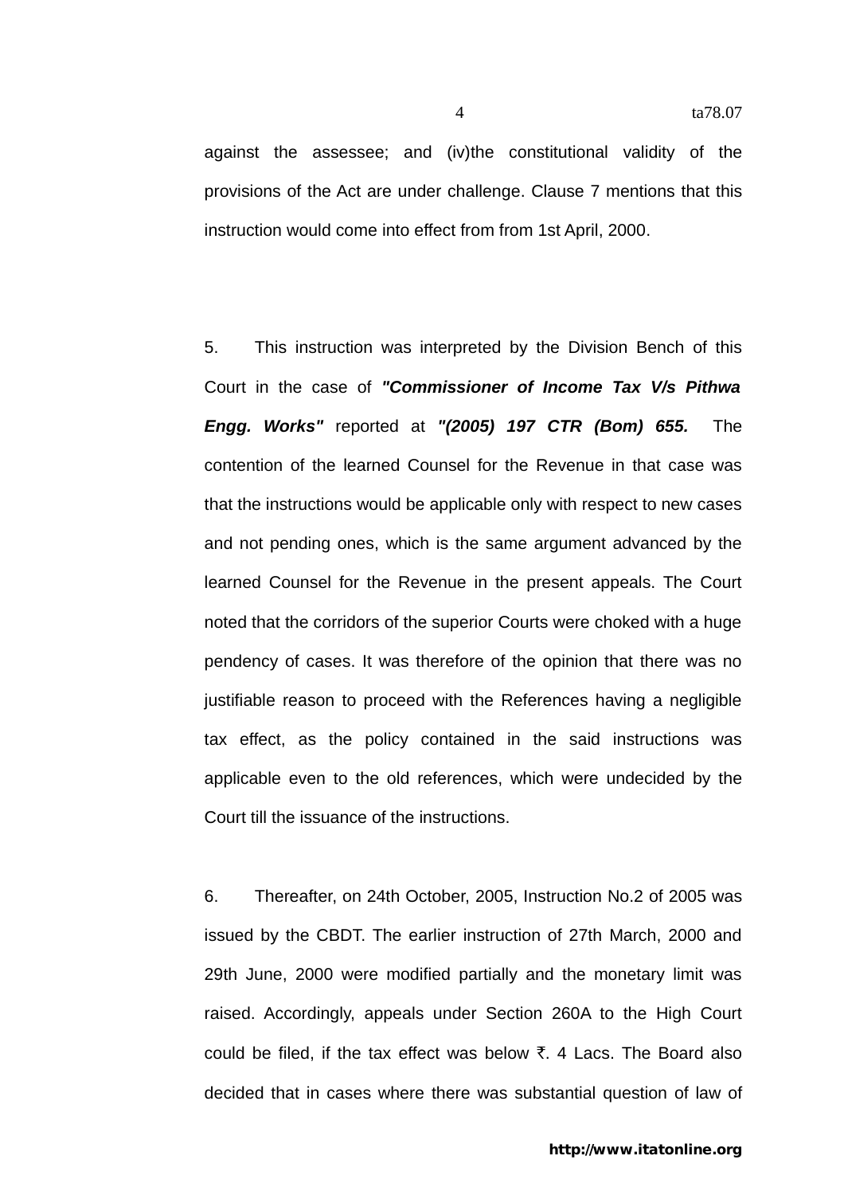against the assessee; and (iv)the constitutional validity of the provisions of the Act are under challenge. Clause 7 mentions that this instruction would come into effect from from 1st April, 2000.

5. This instruction was interpreted by the Division Bench of this Court in the case of ***"Commissioner of Income Tax V/s Pithwa Engg. Works"*** reported at ***"(2005) 197 CTR (Bom) 655.*** The contention of the learned Counsel for the Revenue in that case was that the instructions would be applicable only with respect to new cases and not pending ones, which is the same argument advanced by the learned Counsel for the Revenue in the present appeals. The Court noted that the corridors of the superior Courts were choked with a huge pendency of cases. It was therefore of the opinion that there was no justifiable reason to proceed with the References having a negligible tax effect, as the policy contained in the said instructions was applicable even to the old references, which were undecided by the Court till the issuance of the instructions.

6. Thereafter, on 24th October, 2005, Instruction No.2 of 2005 was issued by the CBDT. The earlier instruction of 27th March, 2000 and 29th June, 2000 were modified partially and the monetary limit was raised. Accordingly, appeals under Section 260A to the High Court could be filed, if the tax effect was below ₹. 4 Lacs. The Board also decided that in cases where there was substantial question of law of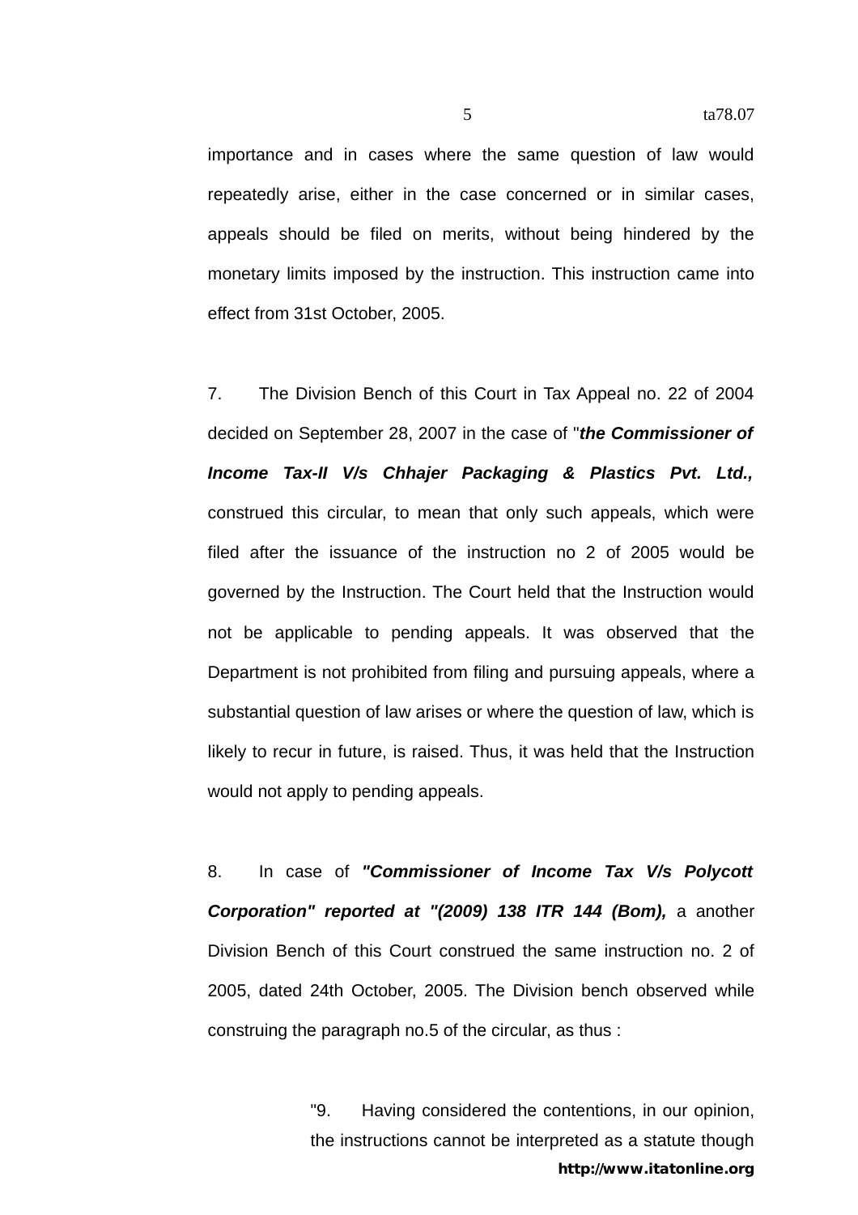importance and in cases where the same question of law would repeatedly arise, either in the case concerned or in similar cases, appeals should be filed on merits, without being hindered by the monetary limits imposed by the instruction. This instruction came into effect from 31st October, 2005.

7. The Division Bench of this Court in Tax Appeal no. 22 of 2004 decided on September 28, 2007 in the case of "***the Commissioner of Income Tax-II V/s Chhajer Packaging & Plastics Pvt. Ltd.,*** construed this circular, to mean that only such appeals, which were filed after the issuance of the instruction no 2 of 2005 would be governed by the Instruction. The Court held that the Instruction would not be applicable to pending appeals. It was observed that the Department is not prohibited from filing and pursuing appeals, where a substantial question of law arises or where the question of law, which is likely to recur in future, is raised. Thus, it was held that the Instruction would not apply to pending appeals.

8. In case of ***"Commissioner of Income Tax V/s Polycott Corporation" reported at "(2009) 138 ITR 144 (Bom),*** a another Division Bench of this Court construed the same instruction no. 2 of 2005, dated 24th October, 2005. The Division bench observed while construing the paragraph no.5 of the circular, as thus :

> "9. Having considered the contentions, in our opinion, the instructions cannot be interpreted as a statute though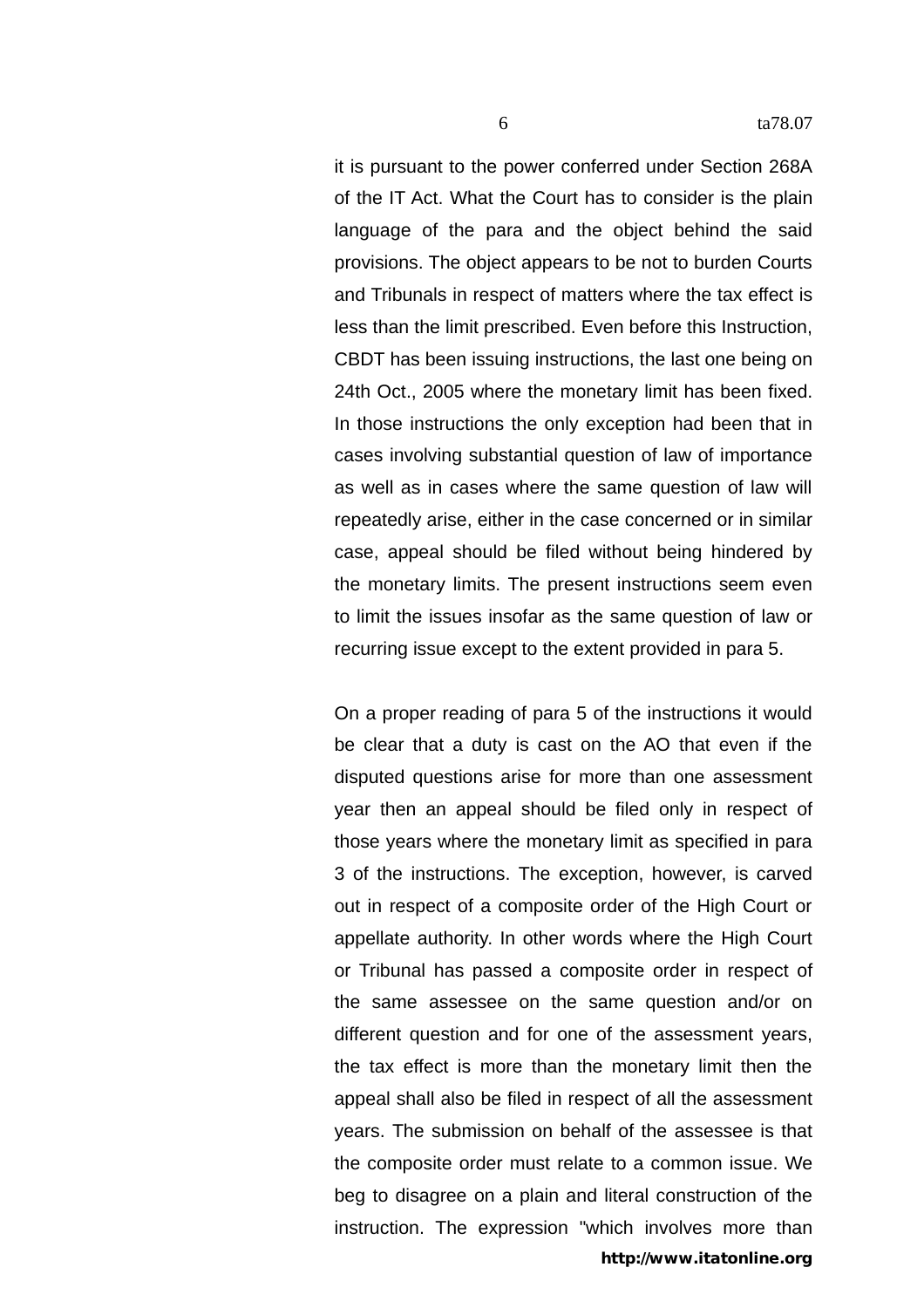it is pursuant to the power conferred under Section 268A of the IT Act. What the Court has to consider is the plain language of the para and the object behind the said provisions. The object appears to be not to burden Courts and Tribunals in respect of matters where the tax effect is less than the limit prescribed. Even before this Instruction, CBDT has been issuing instructions, the last one being on 24th Oct., 2005 where the monetary limit has been fixed. In those instructions the only exception had been that in cases involving substantial question of law of importance as well as in cases where the same question of law will repeatedly arise, either in the case concerned or in similar case, appeal should be filed without being hindered by the monetary limits. The present instructions seem even to limit the issues insofar as the same question of law or recurring issue except to the extent provided in para 5.

On a proper reading of para 5 of the instructions it would be clear that a duty is cast on the AO that even if the disputed questions arise for more than one assessment year then an appeal should be filed only in respect of those years where the monetary limit as specified in para 3 of the instructions. The exception, however, is carved out in respect of a composite order of the High Court or appellate authority. In other words where the High Court or Tribunal has passed a composite order in respect of the same assessee on the same question and/or on different question and for one of the assessment years, the tax effect is more than the monetary limit then the appeal shall also be filed in respect of all the assessment years. The submission on behalf of the assessee is that the composite order must relate to a common issue. We beg to disagree on a plain and literal construction of the instruction. The expression "which involves more than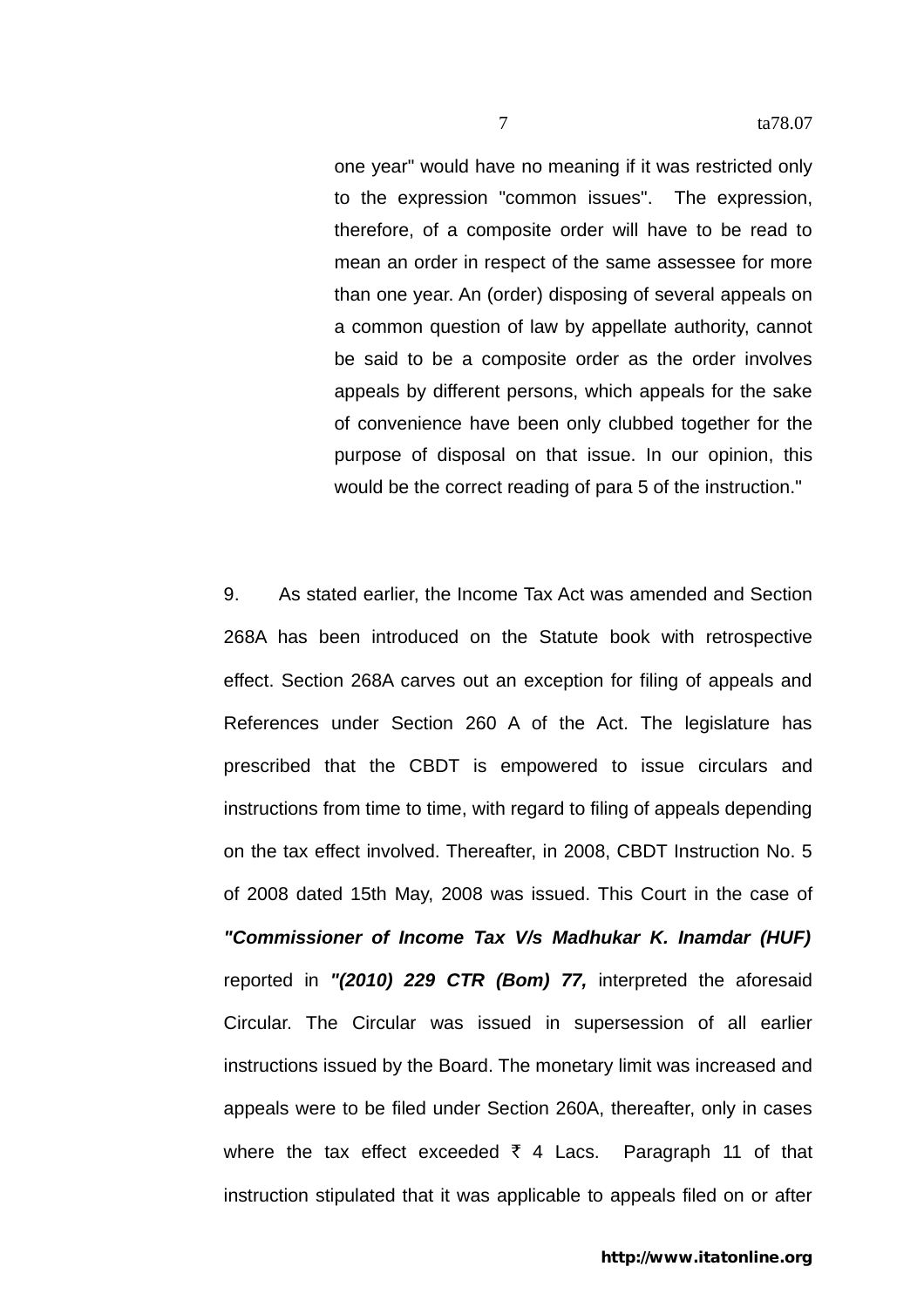> one year" would have no meaning if it was restricted only to the expression "common issues". The expression, therefore, of a composite order will have to be read to mean an order in respect of the same assessee for more than one year. An (order) disposing of several appeals on a common question of law by appellate authority, cannot be said to be a composite order as the order involves appeals by different persons, which appeals for the sake of convenience have been only clubbed together for the purpose of disposal on that issue. In our opinion, this would be the correct reading of para 5 of the instruction."

9. As stated earlier, the Income Tax Act was amended and Section 268A has been introduced on the Statute book with retrospective effect. Section 268A carves out an exception for filing of appeals and References under Section 260 A of the Act. The legislature has prescribed that the CBDT is empowered to issue circulars and instructions from time to time, with regard to filing of appeals depending on the tax effect involved. Thereafter, in 2008, CBDT Instruction No. 5 of 2008 dated 15th May, 2008 was issued. This Court in the case of ***"Commissioner of Income Tax V/s Madhukar K. Inamdar (HUF)*** reported in ***"(2010) 229 CTR (Bom) 77,*** interpreted the aforesaid Circular. The Circular was issued in supersession of all earlier instructions issued by the Board. The monetary limit was increased and appeals were to be filed under Section 260A, thereafter, only in cases where the tax effect exceeded ₹ 4 Lacs. Paragraph 11 of that instruction stipulated that it was applicable to appeals filed on or after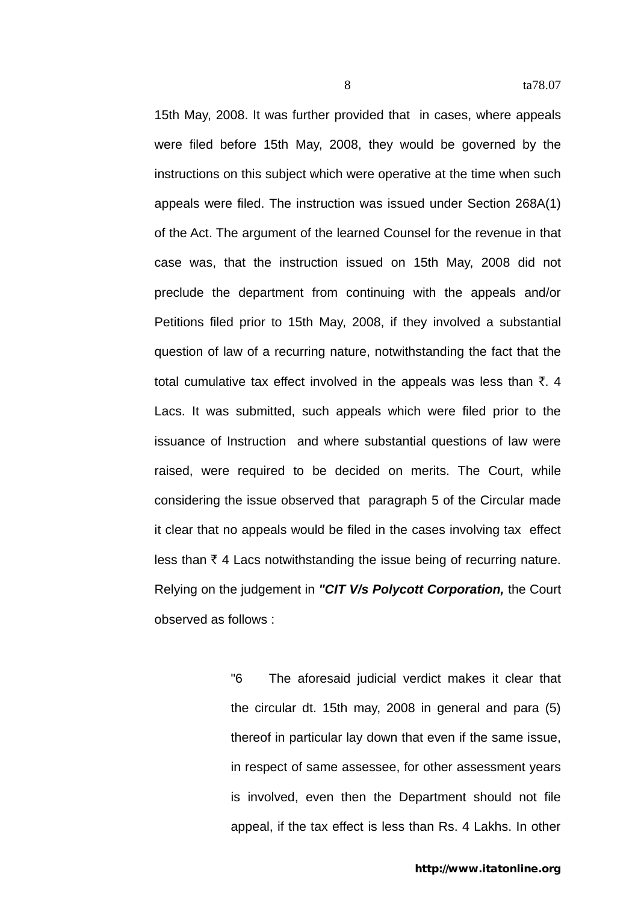15th May, 2008. It was further provided that in cases, where appeals were filed before 15th May, 2008, they would be governed by the instructions on this subject which were operative at the time when such appeals were filed. The instruction was issued under Section 268A(1) of the Act. The argument of the learned Counsel for the revenue in that case was, that the instruction issued on 15th May, 2008 did not preclude the department from continuing with the appeals and/or Petitions filed prior to 15th May, 2008, if they involved a substantial question of law of a recurring nature, notwithstanding the fact that the total cumulative tax effect involved in the appeals was less than ₹. 4 Lacs. It was submitted, such appeals which were filed prior to the issuance of Instruction and where substantial questions of law were raised, were required to be decided on merits. The Court, while considering the issue observed that paragraph 5 of the Circular made it clear that no appeals would be filed in the cases involving tax effect less than ₹ 4 Lacs notwithstanding the issue being of recurring nature. Relying on the judgement in ***"CIT V/s Polycott Corporation,*** the Court observed as follows :

> "6 The aforesaid judicial verdict makes it clear that the circular dt. 15th may, 2008 in general and para (5) thereof in particular lay down that even if the same issue, in respect of same assessee, for other assessment years is involved, even then the Department should not file appeal, if the tax effect is less than Rs. 4 Lakhs. In other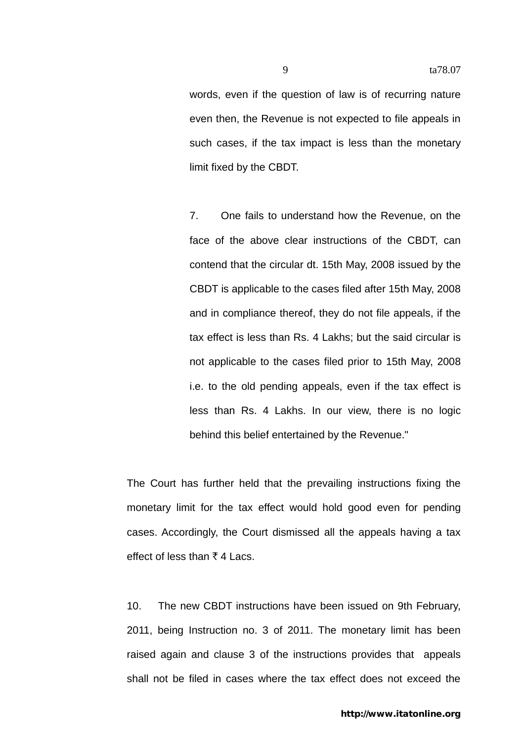> words, even if the question of law is of recurring nature even then, the Revenue is not expected to file appeals in such cases, if the tax impact is less than the monetary limit fixed by the CBDT.
>
> 7. One fails to understand how the Revenue, on the face of the above clear instructions of the CBDT, can contend that the circular dt. 15th May, 2008 issued by the CBDT is applicable to the cases filed after 15th May, 2008 and in compliance thereof, they do not file appeals, if the tax effect is less than Rs. 4 Lakhs; but the said circular is not applicable to the cases filed prior to 15th May, 2008 i.e. to the old pending appeals, even if the tax effect is less than Rs. 4 Lakhs. In our view, there is no logic behind this belief entertained by the Revenue."

The Court has further held that the prevailing instructions fixing the monetary limit for the tax effect would hold good even for pending cases. Accordingly, the Court dismissed all the appeals having a tax effect of less than ₹ 4 Lacs.

10. The new CBDT instructions have been issued on 9th February, 2011, being Instruction no. 3 of 2011. The monetary limit has been raised again and clause 3 of the instructions provides that appeals shall not be filed in cases where the tax effect does not exceed the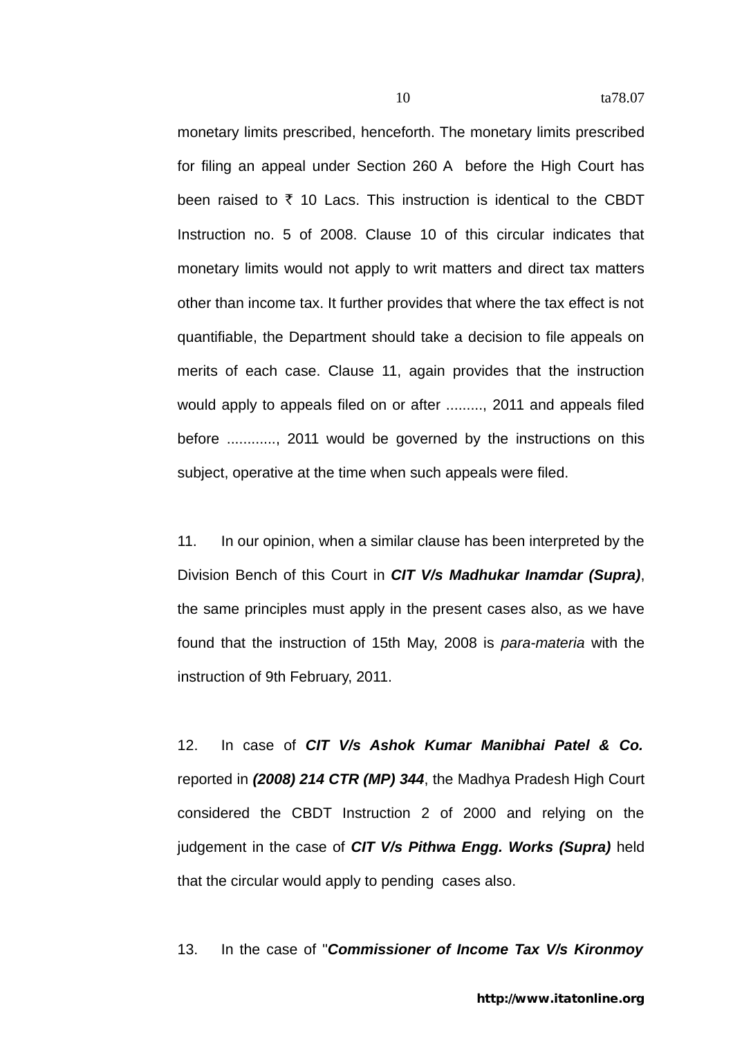monetary limits prescribed, henceforth. The monetary limits prescribed for filing an appeal under Section 260 A before the High Court has been raised to ₹ 10 Lacs. This instruction is identical to the CBDT Instruction no. 5 of 2008. Clause 10 of this circular indicates that monetary limits would not apply to writ matters and direct tax matters other than income tax. It further provides that where the tax effect is not quantifiable, the Department should take a decision to file appeals on merits of each case. Clause 11, again provides that the instruction would apply to appeals filed on or after ........., 2011 and appeals filed before ............, 2011 would be governed by the instructions on this subject, operative at the time when such appeals were filed.

11. In our opinion, when a similar clause has been interpreted by the Division Bench of this Court in ***CIT V/s Madhukar Inamdar (Supra)***, the same principles must apply in the present cases also, as we have found that the instruction of 15th May, 2008 is *para-materia* with the instruction of 9th February, 2011.

12. In case of ***CIT V/s Ashok Kumar Manibhai Patel & Co.*** reported in ***(2008) 214 CTR (MP) 344***, the Madhya Pradesh High Court considered the CBDT Instruction 2 of 2000 and relying on the judgement in the case of ***CIT V/s Pithwa Engg. Works (Supra)*** held that the circular would apply to pending cases also.

13. In the case of "***Commissioner of Income Tax V/s Kironmoy***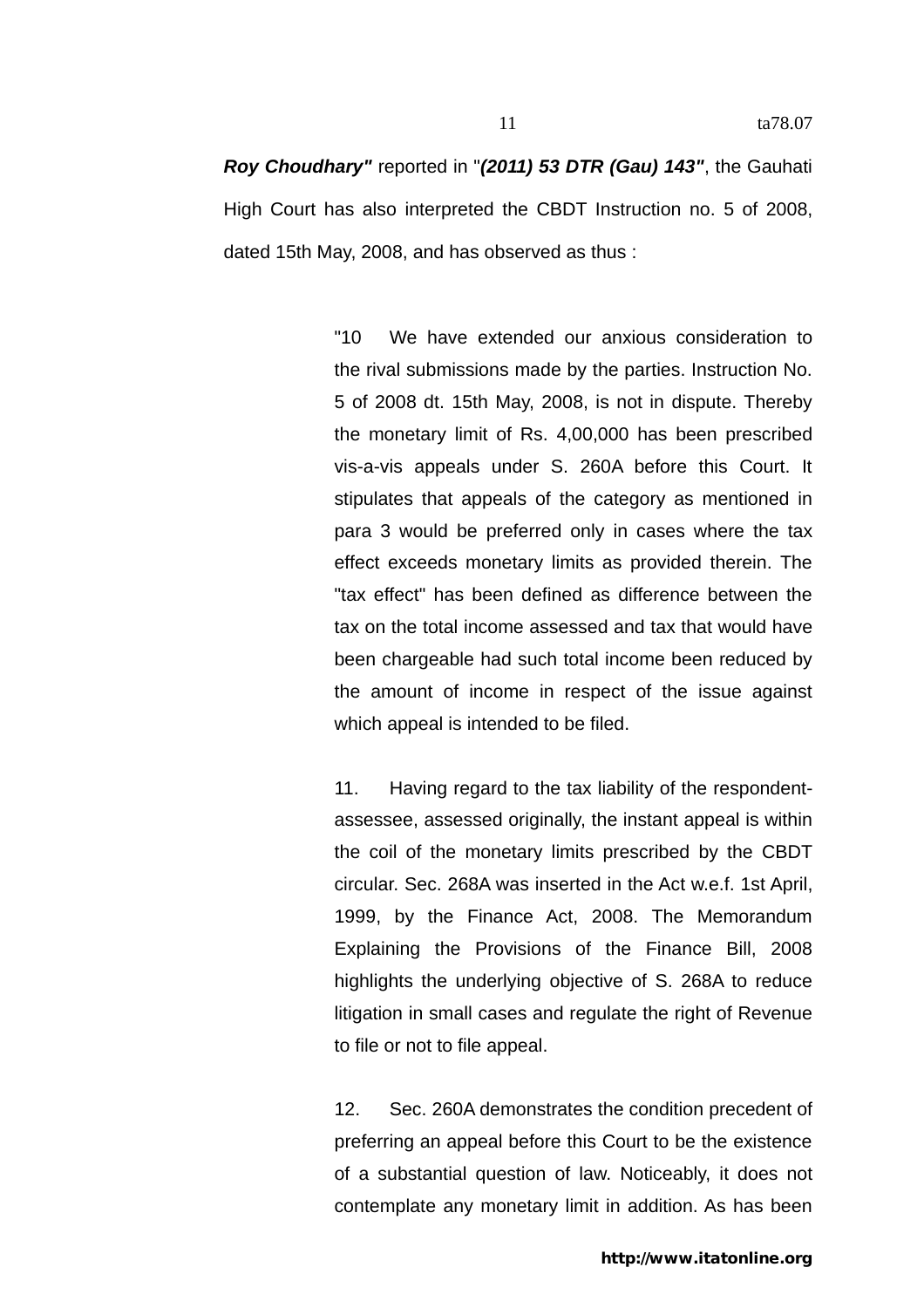***Roy Choudhary"*** reported in "***(2011) 53 DTR (Gau) 143"***, the Gauhati High Court has also interpreted the CBDT Instruction no. 5 of 2008, dated 15th May, 2008, and has observed as thus :

> "10 We have extended our anxious consideration to the rival submissions made by the parties. Instruction No. 5 of 2008 dt. 15th May, 2008, is not in dispute. Thereby the monetary limit of Rs. 4,00,000 has been prescribed vis-a-vis appeals under S. 260A before this Court. It stipulates that appeals of the category as mentioned in para 3 would be preferred only in cases where the tax effect exceeds monetary limits as provided therein. The "tax effect" has been defined as difference between the tax on the total income assessed and tax that would have been chargeable had such total income been reduced by the amount of income in respect of the issue against which appeal is intended to be filed.
>
> 11. Having regard to the tax liability of the respondent-assessee, assessed originally, the instant appeal is within the coil of the monetary limits prescribed by the CBDT circular. Sec. 268A was inserted in the Act w.e.f. 1st April, 1999, by the Finance Act, 2008. The Memorandum Explaining the Provisions of the Finance Bill, 2008 highlights the underlying objective of S. 268A to reduce litigation in small cases and regulate the right of Revenue to file or not to file appeal.
>
> 12. Sec. 260A demonstrates the condition precedent of preferring an appeal before this Court to be the existence of a substantial question of law. Noticeably, it does not contemplate any monetary limit in addition. As has been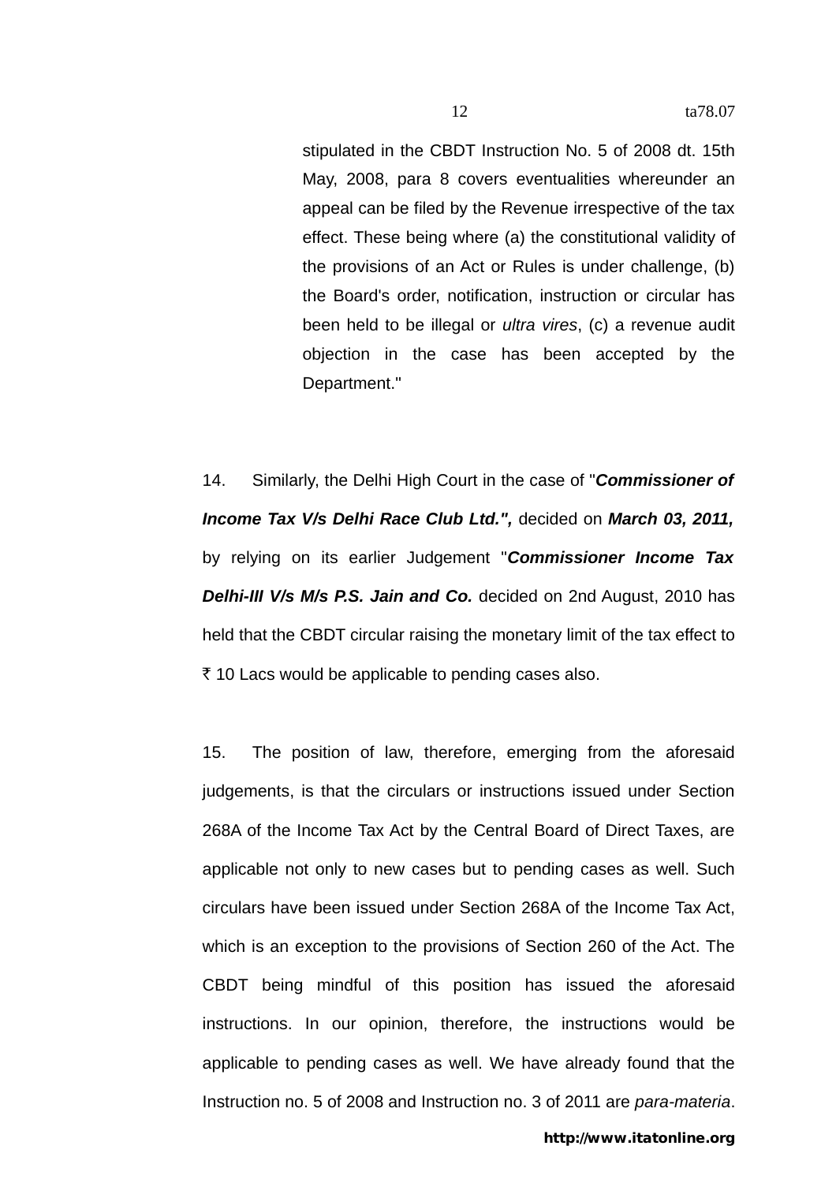stipulated in the CBDT Instruction No. 5 of 2008 dt. 15th May, 2008, para 8 covers eventualities whereunder an appeal can be filed by the Revenue irrespective of the tax effect. These being where (a) the constitutional validity of the provisions of an Act or Rules is under challenge, (b) the Board's order, notification, instruction or circular has been held to be illegal or *ultra vires*, (c) a revenue audit objection in the case has been accepted by the Department."

14. Similarly, the Delhi High Court in the case of "***Commissioner of Income Tax V/s Delhi Race Club Ltd.",*** decided on ***March 03, 2011,*** by relying on its earlier Judgement "***Commissioner Income Tax Delhi-III V/s M/s P.S. Jain and Co.*** decided on 2nd August, 2010 has held that the CBDT circular raising the monetary limit of the tax effect to ₹ 10 Lacs would be applicable to pending cases also.

15. The position of law, therefore, emerging from the aforesaid judgements, is that the circulars or instructions issued under Section 268A of the Income Tax Act by the Central Board of Direct Taxes, are applicable not only to new cases but to pending cases as well. Such circulars have been issued under Section 268A of the Income Tax Act, which is an exception to the provisions of Section 260 of the Act. The CBDT being mindful of this position has issued the aforesaid instructions. In our opinion, therefore, the instructions would be applicable to pending cases as well. We have already found that the Instruction no. 5 of 2008 and Instruction no. 3 of 2011 are *para-materia*.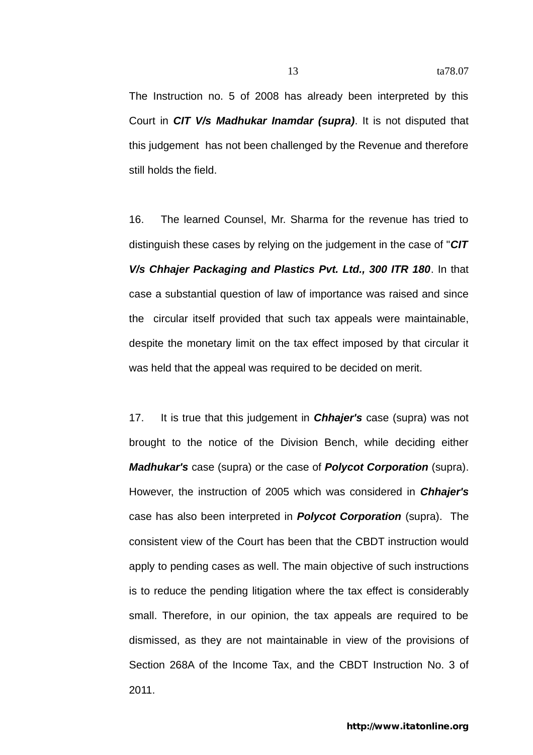The Instruction no. 5 of 2008 has already been interpreted by this Court in ***CIT V/s Madhukar Inamdar (supra)***. It is not disputed that this judgement has not been challenged by the Revenue and therefore still holds the field.

16. The learned Counsel, Mr. Sharma for the revenue has tried to distinguish these cases by relying on the judgement in the case of "***CIT V/s Chhajer Packaging and Plastics Pvt. Ltd., 300 ITR 180***. In that case a substantial question of law of importance was raised and since the circular itself provided that such tax appeals were maintainable, despite the monetary limit on the tax effect imposed by that circular it was held that the appeal was required to be decided on merit.

17. It is true that this judgement in ***Chhajer's*** case (supra) was not brought to the notice of the Division Bench, while deciding either ***Madhukar's*** case (supra) or the case of ***Polycot Corporation*** (supra). However, the instruction of 2005 which was considered in ***Chhajer's*** case has also been interpreted in ***Polycot Corporation*** (supra). The consistent view of the Court has been that the CBDT instruction would apply to pending cases as well. The main objective of such instructions is to reduce the pending litigation where the tax effect is considerably small. Therefore, in our opinion, the tax appeals are required to be dismissed, as they are not maintainable in view of the provisions of Section 268A of the Income Tax, and the CBDT Instruction No. 3 of 2011.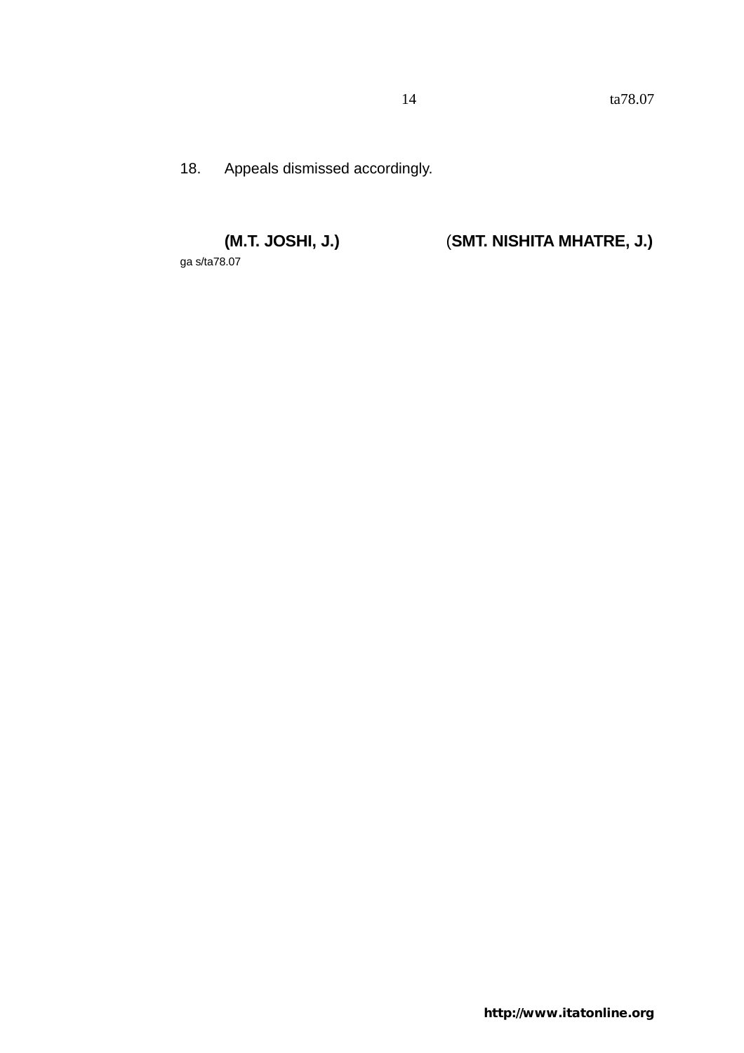18. Appeals dismissed accordingly.

**(M.T. JOSHI, J.)** (**SMT. NISHITA MHATRE, J.)**

ga s/ta78.07